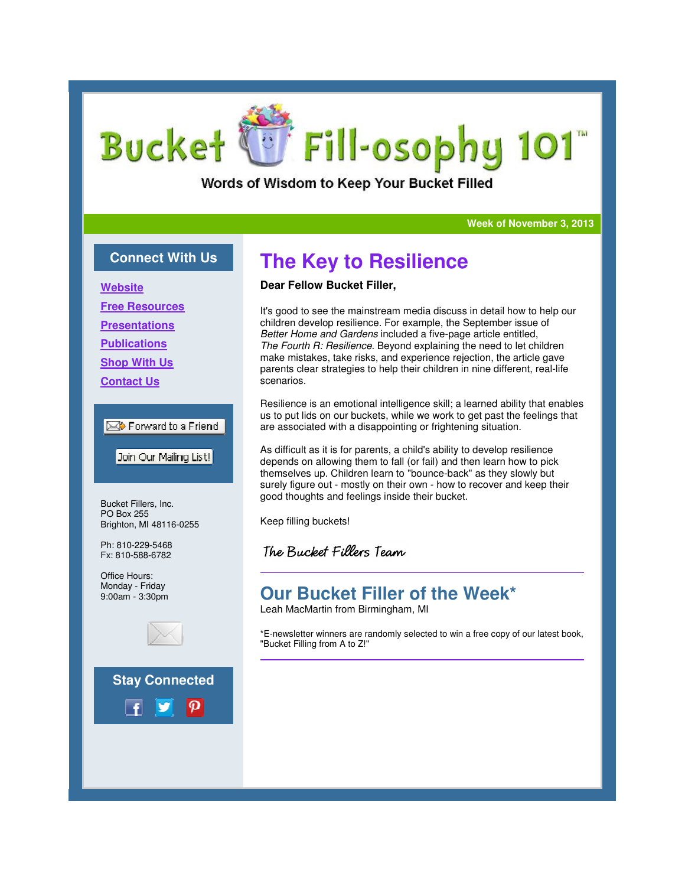# Bucket Fill-osophy 101™

Words of Wisdom to Keep Your Bucket Filled

**Week of November 3, 2013**

## Connect With Us

**Website**

**Free Resources**

**Presentations**

**Publications**

**Shop With Us**

**Contact Us**

Forward to a Friend

Join Our Mailing List!

Bucket Fillers, Inc.
PO Box 255
Brighton, MI 48116-0255

Ph: 810-229-5468
Fx: 810-588-6782

Office Hours:
Monday - Friday
9:00am - 3:30pm

## Stay Connected

# The Key to Resilience

**Dear Fellow Bucket Filler,**

It's good to see the mainstream media discuss in detail how to help our children develop resilience. For example, the September issue of *Better Home and Gardens* included a five-page article entitled, *The Fourth R: Resilience*. Beyond explaining the need to let children make mistakes, take risks, and experience rejection, the article gave parents clear strategies to help their children in nine different, real-life scenarios.

Resilience is an emotional intelligence skill; a learned ability that enables us to put lids on our buckets, while we work to get past the feelings that are associated with a disappointing or frightening situation.

As difficult as it is for parents, a child's ability to develop resilience depends on allowing them to fall (or fail) and then learn how to pick themselves up. Children learn to "bounce-back" as they slowly but surely figure out - mostly on their own - how to recover and keep their good thoughts and feelings inside their bucket.

Keep filling buckets!

*The Bucket Fillers Team*

---

## Our Bucket Filler of the Week*

Leah MacMartin from Birmingham, MI

*E-newsletter winners are randomly selected to win a free copy of our latest book, "Bucket Filling from A to Z!"

---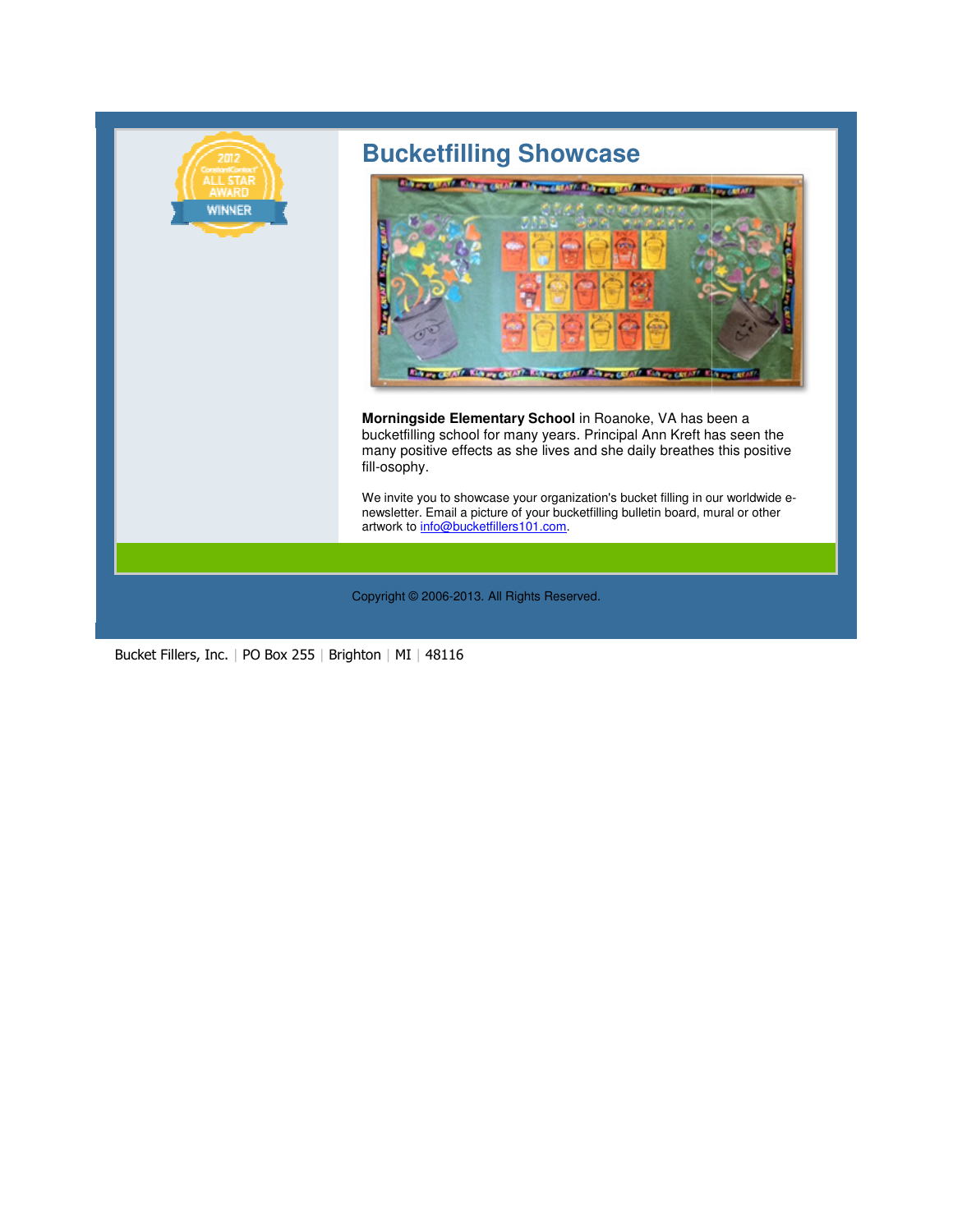## Bucketfilling Showcase

**Morningside Elementary School** in Roanoke, VA has been a bucketfilling school for many years. Principal Ann Kreft has seen the many positive effects as she lives and she daily breathes this positive fill-osophy.

We invite you to showcase your organization's bucket filling in our worldwide e-newsletter. Email a picture of your bucketfilling bulletin board, mural or other artwork to info@bucketfillers101.com.

Copyright © 2006-2013. All Rights Reserved.

Bucket Fillers, Inc. | PO Box 255 | Brighton | MI | 48116